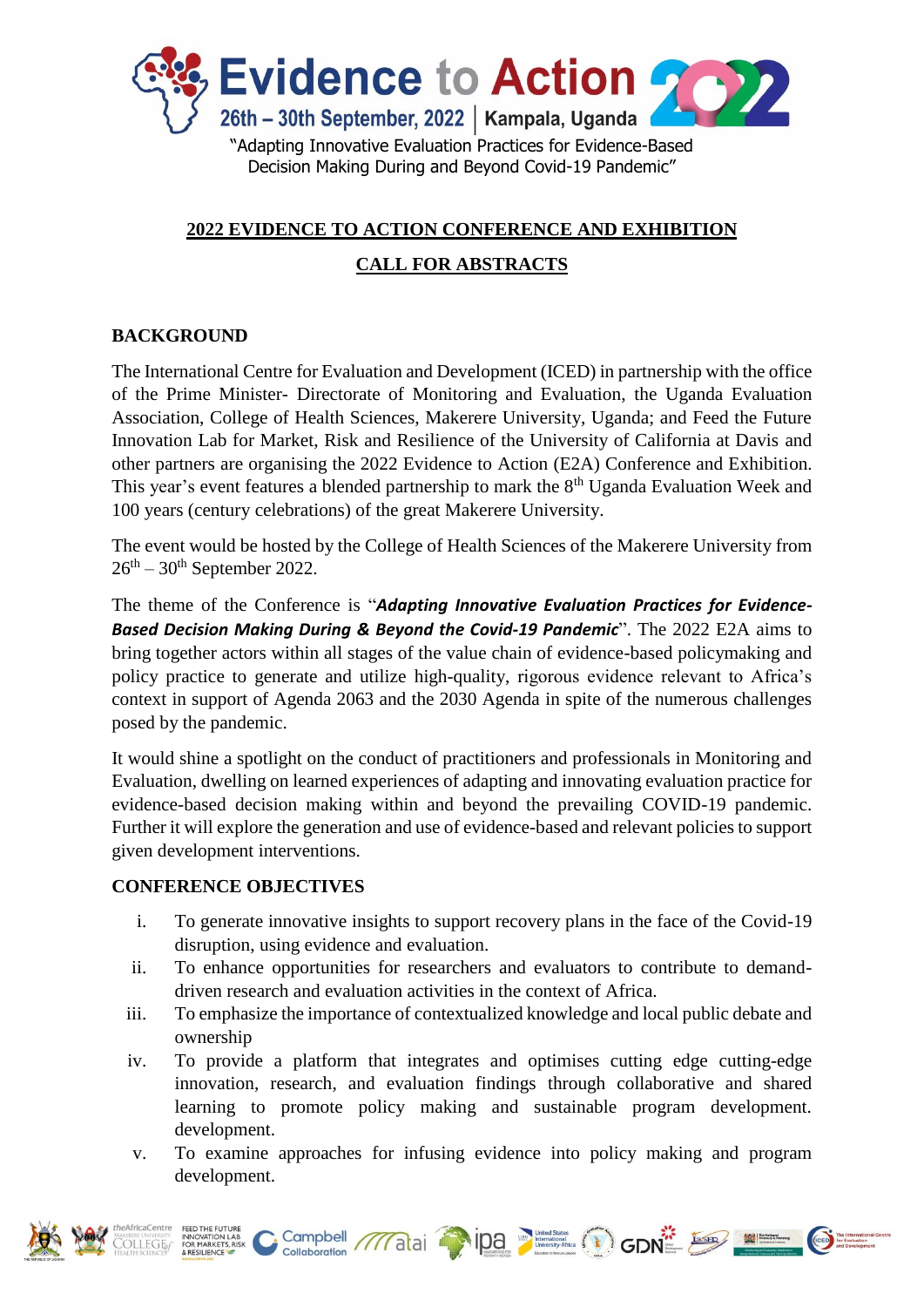# Evidence to Action 2022

26th – 30th September, 2022 | Kampala, Uganda

"Adapting Innovative Evaluation Practices for Evidence-Based Decision Making During and Beyond Covid-19 Pandemic"

## 2022 EVIDENCE TO ACTION CONFERENCE AND EXHIBITION

## CALL FOR ABSTRACTS

### BACKGROUND

The International Centre for Evaluation and Development (ICED) in partnership with the office of the Prime Minister- Directorate of Monitoring and Evaluation, the Uganda Evaluation Association, College of Health Sciences, Makerere University, Uganda; and Feed the Future Innovation Lab for Market, Risk and Resilience of the University of California at Davis and other partners are organising the 2022 Evidence to Action (E2A) Conference and Exhibition. This year's event features a blended partnership to mark the 8th Uganda Evaluation Week and 100 years (century celebrations) of the great Makerere University.

The event would be hosted by the College of Health Sciences of the Makerere University from 26th – 30th September 2022.

The theme of the Conference is "***Adapting Innovative Evaluation Practices for Evidence-Based Decision Making During & Beyond the Covid-19 Pandemic***". The 2022 E2A aims to bring together actors within all stages of the value chain of evidence-based policymaking and policy practice to generate and utilize high-quality, rigorous evidence relevant to Africa's context in support of Agenda 2063 and the 2030 Agenda in spite of the numerous challenges posed by the pandemic.

It would shine a spotlight on the conduct of practitioners and professionals in Monitoring and Evaluation, dwelling on learned experiences of adapting and innovating evaluation practice for evidence-based decision making within and beyond the prevailing COVID-19 pandemic. Further it will explore the generation and use of evidence-based and relevant policies to support given development interventions.

### CONFERENCE OBJECTIVES

i. To generate innovative insights to support recovery plans in the face of the Covid-19 disruption, using evidence and evaluation.

ii. To enhance opportunities for researchers and evaluators to contribute to demand-driven research and evaluation activities in the context of Africa.

iii. To emphasize the importance of contextualized knowledge and local public debate and ownership

iv. To provide a platform that integrates and optimises cutting edge cutting-edge innovation, research, and evaluation findings through collaborative and shared learning to promote policy making and sustainable program development. development.

v. To examine approaches for infusing evidence into policy making and program development.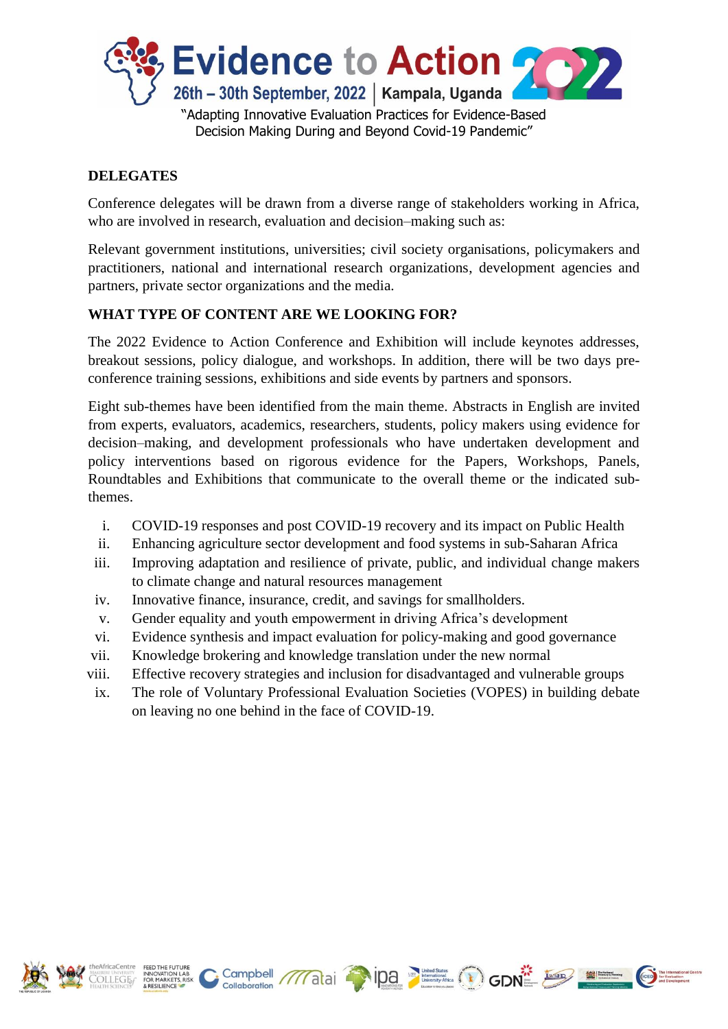## DELEGATES

Conference delegates will be drawn from a diverse range of stakeholders working in Africa, who are involved in research, evaluation and decision–making such as:

Relevant government institutions, universities; civil society organisations, policymakers and practitioners, national and international research organizations, development agencies and partners, private sector organizations and the media.

## WHAT TYPE OF CONTENT ARE WE LOOKING FOR?

The 2022 Evidence to Action Conference and Exhibition will include keynotes addresses, breakout sessions, policy dialogue, and workshops. In addition, there will be two days pre-conference training sessions, exhibitions and side events by partners and sponsors.

Eight sub-themes have been identified from the main theme. Abstracts in English are invited from experts, evaluators, academics, researchers, students, policy makers using evidence for decision–making, and development professionals who have undertaken development and policy interventions based on rigorous evidence for the Papers, Workshops, Panels, Roundtables and Exhibitions that communicate to the overall theme or the indicated sub-themes.

i. COVID-19 responses and post COVID-19 recovery and its impact on Public Health
ii. Enhancing agriculture sector development and food systems in sub-Saharan Africa
iii. Improving adaptation and resilience of private, public, and individual change makers to climate change and natural resources management
iv. Innovative finance, insurance, credit, and savings for smallholders.
v. Gender equality and youth empowerment in driving Africa's development
vi. Evidence synthesis and impact evaluation for policy-making and good governance
vii. Knowledge brokering and knowledge translation under the new normal
viii. Effective recovery strategies and inclusion for disadvantaged and vulnerable groups
ix. The role of Voluntary Professional Evaluation Societies (VOPES) in building debate on leaving no one behind in the face of COVID-19.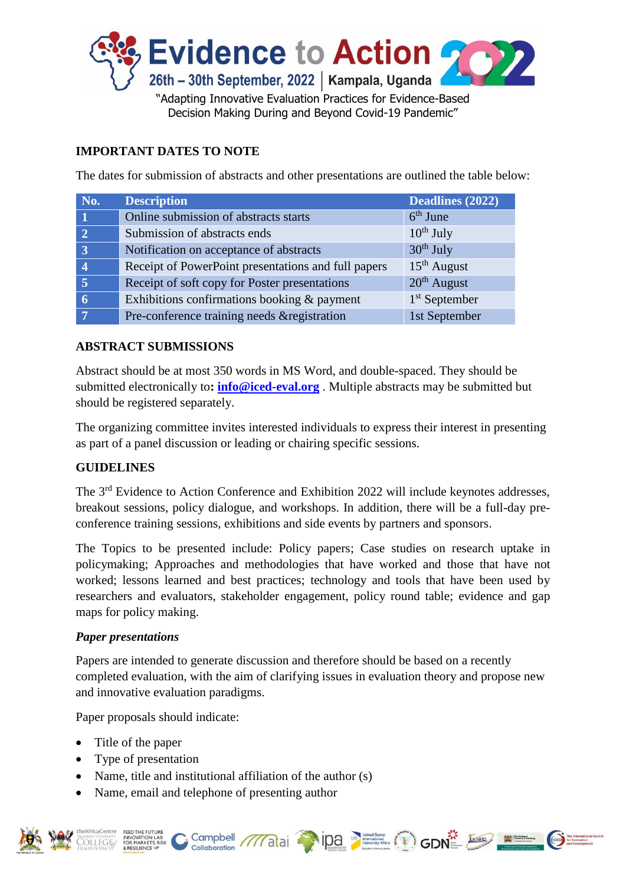# Evidence to Action 2022

26th – 30th September, 2022 | Kampala, Uganda

"Adapting Innovative Evaluation Practices for Evidence-Based Decision Making During and Beyond Covid-19 Pandemic"

## IMPORTANT DATES TO NOTE

The dates for submission of abstracts and other presentations are outlined the table below:

| No. | Description | Deadlines (2022) |
|---|---|---|
| 1 | Online submission of abstracts starts | 6th June |
| 2 | Submission of abstracts ends | 10th July |
| 3 | Notification on acceptance of abstracts | 30th July |
| 4 | Receipt of PowerPoint presentations and full papers | 15th August |
| 5 | Receipt of soft copy for Poster presentations | 20th August |
| 6 | Exhibitions confirmations booking & payment | 1st September |
| 7 | Pre-conference training needs &registration | 1st September |

## ABSTRACT SUBMISSIONS

Abstract should be at most 350 words in MS Word, and double-spaced. They should be submitted electronically to**: info@iced-eval.org** . Multiple abstracts may be submitted but should be registered separately.

The organizing committee invites interested individuals to express their interest in presenting as part of a panel discussion or leading or chairing specific sessions.

## GUIDELINES

The 3rd Evidence to Action Conference and Exhibition 2022 will include keynotes addresses, breakout sessions, policy dialogue, and workshops. In addition, there will be a full-day pre-conference training sessions, exhibitions and side events by partners and sponsors.

The Topics to be presented include: Policy papers; Case studies on research uptake in policymaking; Approaches and methodologies that have worked and those that have not worked; lessons learned and best practices; technology and tools that have been used by researchers and evaluators, stakeholder engagement, policy round table; evidence and gap maps for policy making.

### *Paper presentations*

Papers are intended to generate discussion and therefore should be based on a recently completed evaluation, with the aim of clarifying issues in evaluation theory and propose new and innovative evaluation paradigms.

Paper proposals should indicate:

- Title of the paper
- Type of presentation
- Name, title and institutional affiliation of the author (s)
- Name, email and telephone of presenting author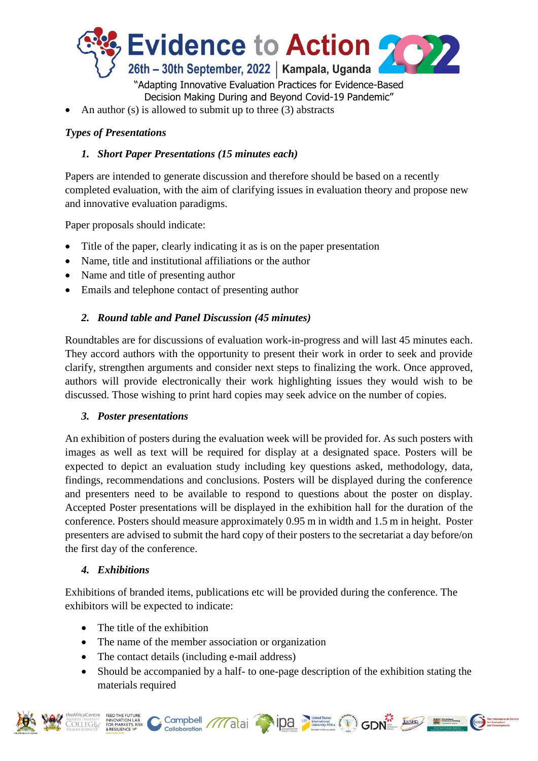- An author (s) is allowed to submit up to three (3) abstracts

***Types of Presentations***

1. ***Short Paper Presentations (15 minutes each)***

Papers are intended to generate discussion and therefore should be based on a recently completed evaluation, with the aim of clarifying issues in evaluation theory and propose new and innovative evaluation paradigms.

Paper proposals should indicate:

- Title of the paper, clearly indicating it as is on the paper presentation
- Name, title and institutional affiliations or the author
- Name and title of presenting author
- Emails and telephone contact of presenting author

2. ***Round table and Panel Discussion (45 minutes)***

Roundtables are for discussions of evaluation work-in-progress and will last 45 minutes each. They accord authors with the opportunity to present their work in order to seek and provide clarify, strengthen arguments and consider next steps to finalizing the work. Once approved, authors will provide electronically their work highlighting issues they would wish to be discussed. Those wishing to print hard copies may seek advice on the number of copies.

3. ***Poster presentations***

An exhibition of posters during the evaluation week will be provided for. As such posters with images as well as text will be required for display at a designated space. Posters will be expected to depict an evaluation study including key questions asked, methodology, data, findings, recommendations and conclusions. Posters will be displayed during the conference and presenters need to be available to respond to questions about the poster on display. Accepted Poster presentations will be displayed in the exhibition hall for the duration of the conference. Posters should measure approximately 0.95 m in width and 1.5 m in height. Poster presenters are advised to submit the hard copy of their posters to the secretariat a day before/on the first day of the conference.

4. ***Exhibitions***

Exhibitions of branded items, publications etc will be provided during the conference. The exhibitors will be expected to indicate:

- The title of the exhibition
- The name of the member association or organization
- The contact details (including e-mail address)
- Should be accompanied by a half- to one-page description of the exhibition stating the materials required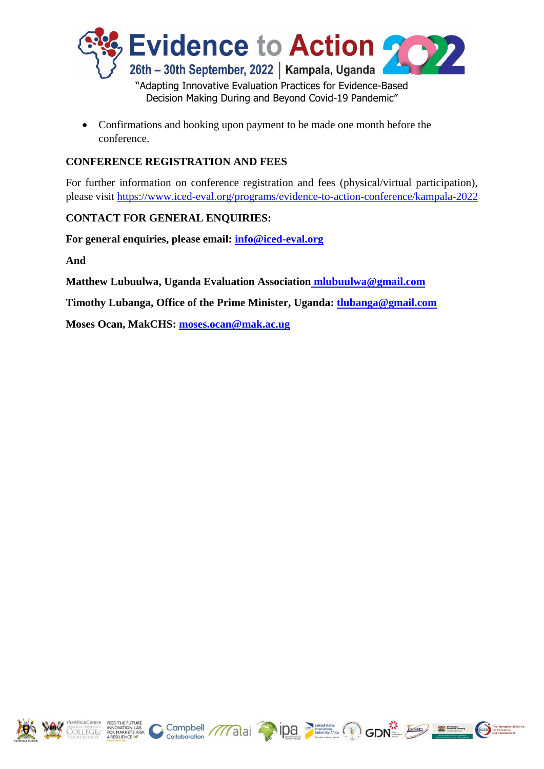- Confirmations and booking upon payment to be made one month before the conference.

**CONFERENCE REGISTRATION AND FEES**

For further information on conference registration and fees (physical/virtual participation), please visit https://www.iced-eval.org/programs/evidence-to-action-conference/kampala-2022

**CONTACT FOR GENERAL ENQUIRIES:**

**For general enquiries, please email: info@iced-eval.org**

**And**

**Matthew Lubuulwa, Uganda Evaluation Association mlubuulwa@gmail.com**

**Timothy Lubanga, Office of the Prime Minister, Uganda: tlubanga@gmail.com**

**Moses Ocan, MakCHS: moses.ocan@mak.ac.ug**